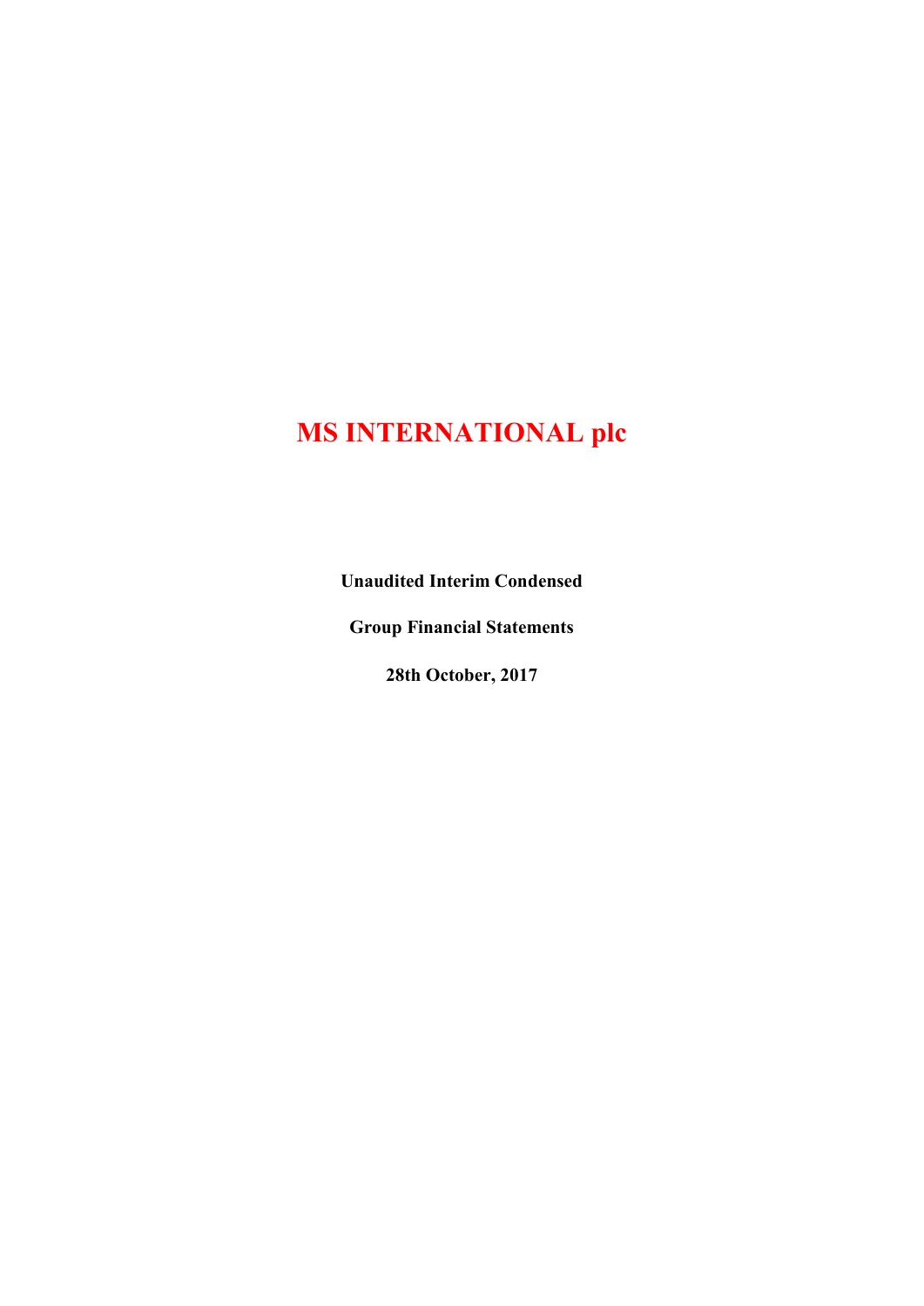# MS INTERNATIONAL plc

**Unaudited Interim Condensed**

**Group Financial Statements**

**28th October, 2017**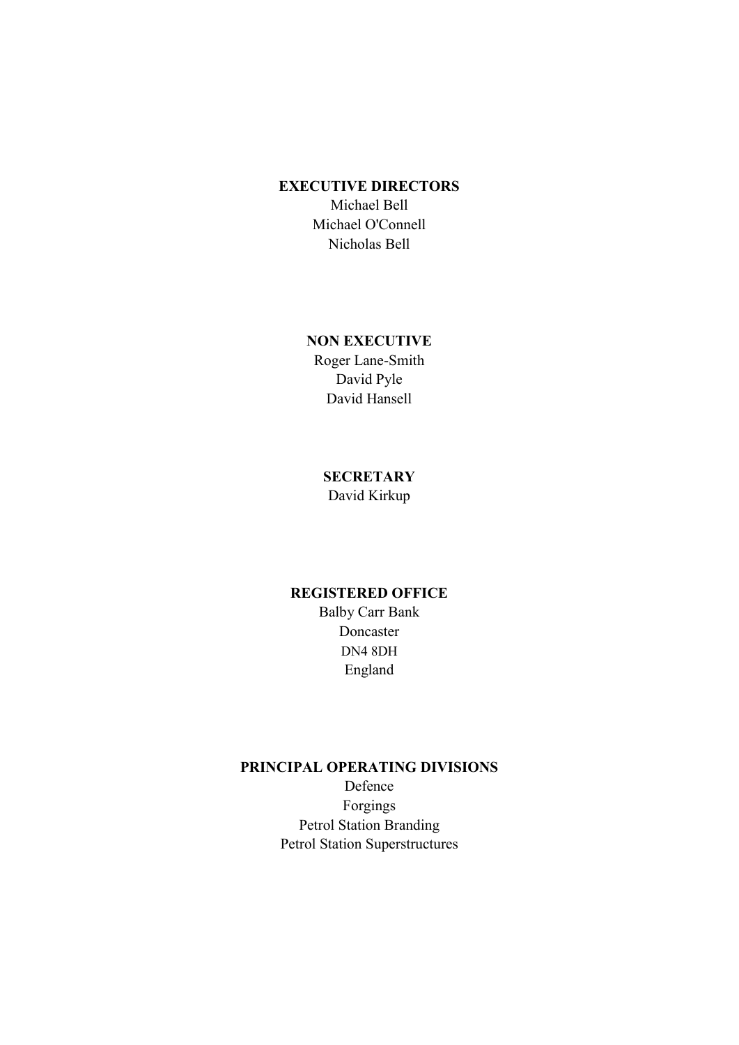**EXECUTIVE DIRECTORS**

Michael Bell
Michael O'Connell
Nicholas Bell

**NON EXECUTIVE**

Roger Lane-Smith
David Pyle
David Hansell

**SECRETARY**

David Kirkup

**REGISTERED OFFICE**

Balby Carr Bank
Doncaster
DN4 8DH
England

**PRINCIPAL OPERATING DIVISIONS**

Defence
Forgings
Petrol Station Branding
Petrol Station Superstructures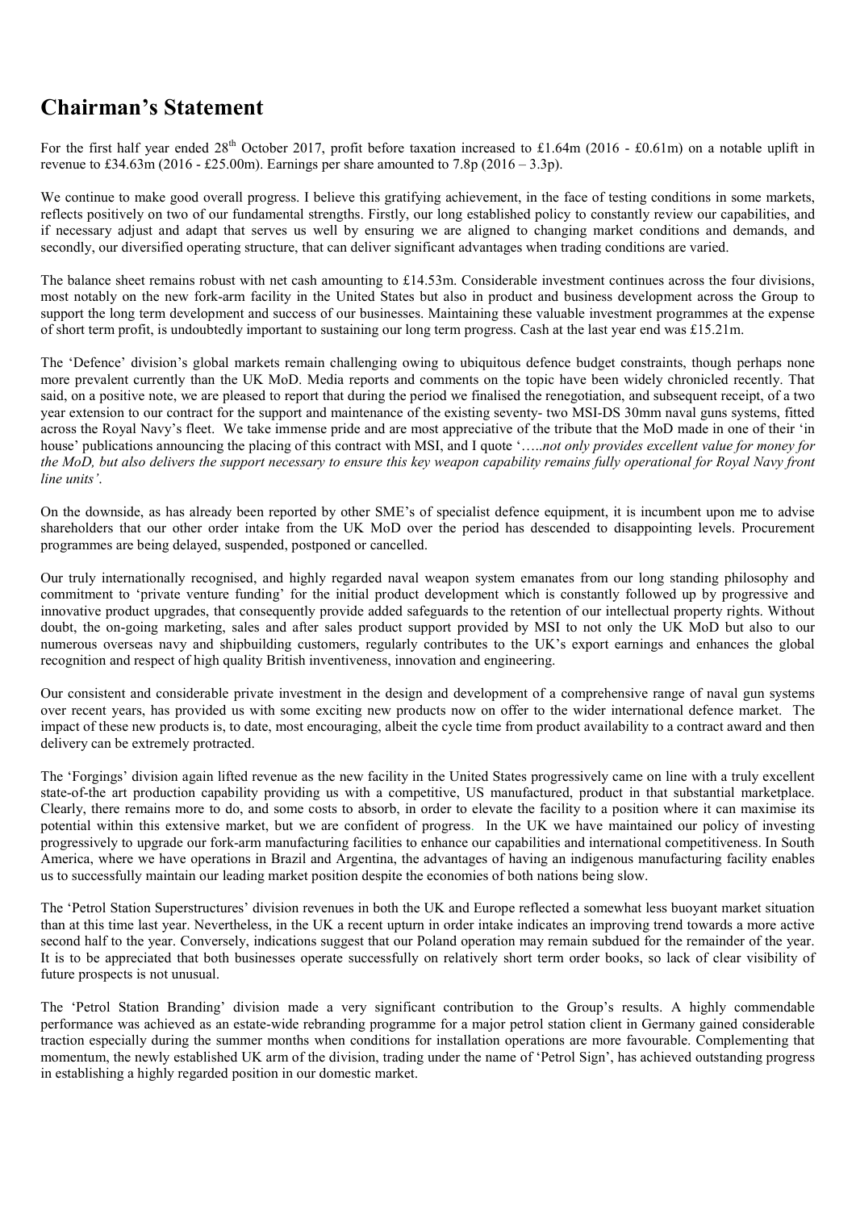# Chairman's Statement

For the first half year ended 28th October 2017, profit before taxation increased to £1.64m (2016 - £0.61m) on a notable uplift in revenue to £34.63m (2016 - £25.00m). Earnings per share amounted to 7.8p (2016 – 3.3p).

We continue to make good overall progress. I believe this gratifying achievement, in the face of testing conditions in some markets, reflects positively on two of our fundamental strengths. Firstly, our long established policy to constantly review our capabilities, and if necessary adjust and adapt that serves us well by ensuring we are aligned to changing market conditions and demands, and secondly, our diversified operating structure, that can deliver significant advantages when trading conditions are varied.

The balance sheet remains robust with net cash amounting to £14.53m. Considerable investment continues across the four divisions, most notably on the new fork-arm facility in the United States but also in product and business development across the Group to support the long term development and success of our businesses. Maintaining these valuable investment programmes at the expense of short term profit, is undoubtedly important to sustaining our long term progress. Cash at the last year end was £15.21m.

The 'Defence' division's global markets remain challenging owing to ubiquitous defence budget constraints, though perhaps none more prevalent currently than the UK MoD. Media reports and comments on the topic have been widely chronicled recently. That said, on a positive note, we are pleased to report that during the period we finalised the renegotiation, and subsequent receipt, of a two year extension to our contract for the support and maintenance of the existing seventy- two MSI-DS 30mm naval guns systems, fitted across the Royal Navy's fleet. We take immense pride and are most appreciative of the tribute that the MoD made in one of their 'in house' publications announcing the placing of this contract with MSI, and I quote '…..*not only provides excellent value for money for the MoD, but also delivers the support necessary to ensure this key weapon capability remains fully operational for Royal Navy front line units'*.

On the downside, as has already been reported by other SME's of specialist defence equipment, it is incumbent upon me to advise shareholders that our other order intake from the UK MoD over the period has descended to disappointing levels. Procurement programmes are being delayed, suspended, postponed or cancelled.

Our truly internationally recognised, and highly regarded naval weapon system emanates from our long standing philosophy and commitment to 'private venture funding' for the initial product development which is constantly followed up by progressive and innovative product upgrades, that consequently provide added safeguards to the retention of our intellectual property rights. Without doubt, the on-going marketing, sales and after sales product support provided by MSI to not only the UK MoD but also to our numerous overseas navy and shipbuilding customers, regularly contributes to the UK's export earnings and enhances the global recognition and respect of high quality British inventiveness, innovation and engineering.

Our consistent and considerable private investment in the design and development of a comprehensive range of naval gun systems over recent years, has provided us with some exciting new products now on offer to the wider international defence market. The impact of these new products is, to date, most encouraging, albeit the cycle time from product availability to a contract award and then delivery can be extremely protracted.

The 'Forgings' division again lifted revenue as the new facility in the United States progressively came on line with a truly excellent state-of-the art production capability providing us with a competitive, US manufactured, product in that substantial marketplace. Clearly, there remains more to do, and some costs to absorb, in order to elevate the facility to a position where it can maximise its potential within this extensive market, but we are confident of progress. In the UK we have maintained our policy of investing progressively to upgrade our fork-arm manufacturing facilities to enhance our capabilities and international competitiveness. In South America, where we have operations in Brazil and Argentina, the advantages of having an indigenous manufacturing facility enables us to successfully maintain our leading market position despite the economies of both nations being slow.

The 'Petrol Station Superstructures' division revenues in both the UK and Europe reflected a somewhat less buoyant market situation than at this time last year. Nevertheless, in the UK a recent upturn in order intake indicates an improving trend towards a more active second half to the year. Conversely, indications suggest that our Poland operation may remain subdued for the remainder of the year. It is to be appreciated that both businesses operate successfully on relatively short term order books, so lack of clear visibility of future prospects is not unusual.

The 'Petrol Station Branding' division made a very significant contribution to the Group's results. A highly commendable performance was achieved as an estate-wide rebranding programme for a major petrol station client in Germany gained considerable traction especially during the summer months when conditions for installation operations are more favourable. Complementing that momentum, the newly established UK arm of the division, trading under the name of 'Petrol Sign', has achieved outstanding progress in establishing a highly regarded position in our domestic market.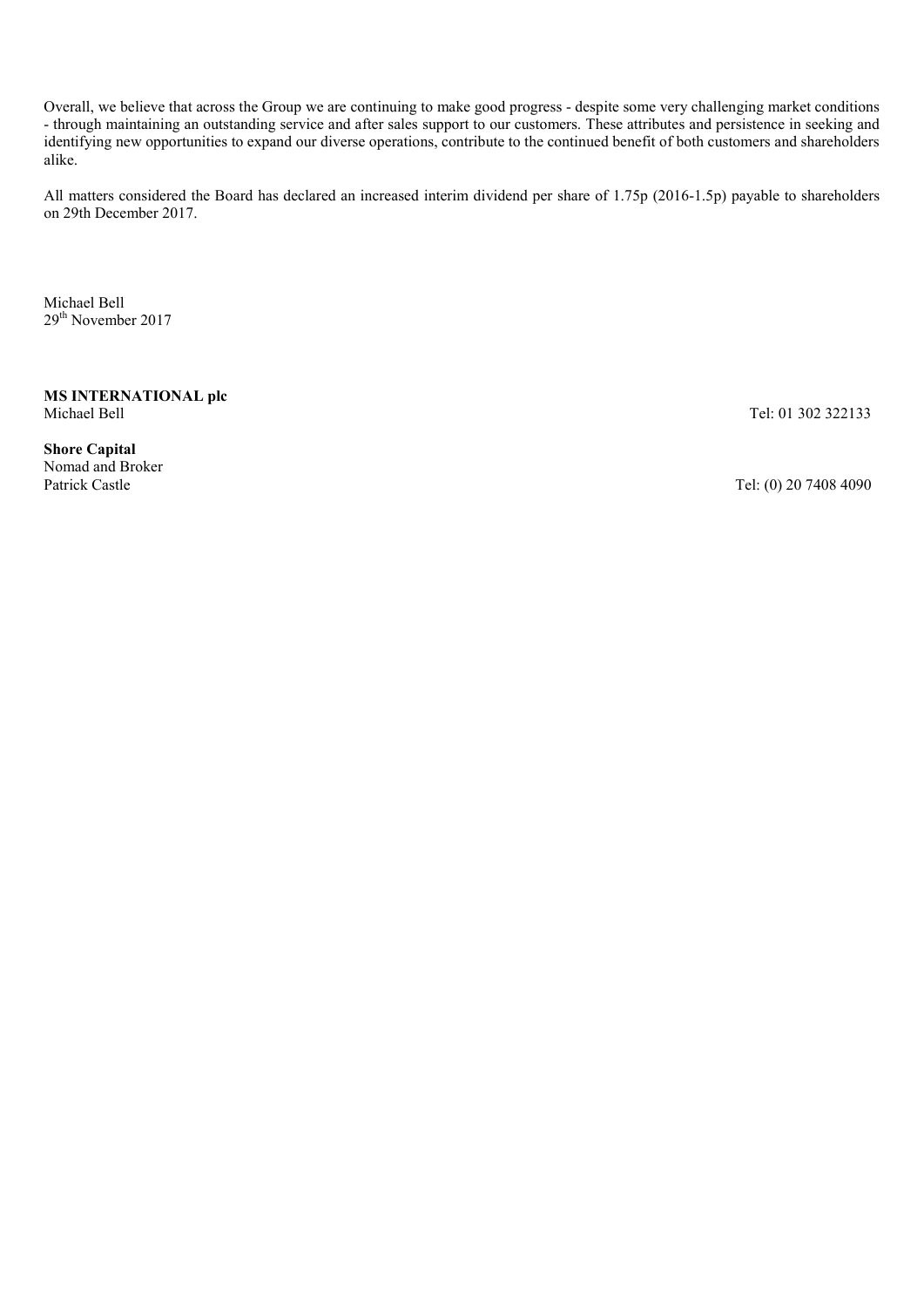Overall, we believe that across the Group we are continuing to make good progress - despite some very challenging market conditions - through maintaining an outstanding service and after sales support to our customers. These attributes and persistence in seeking and identifying new opportunities to expand our diverse operations, contribute to the continued benefit of both customers and shareholders alike.

All matters considered the Board has declared an increased interim dividend per share of 1.75p (2016-1.5p) payable to shareholders on 29th December 2017.

Michael Bell
29th November 2017

**MS INTERNATIONAL plc**
Michael Bell Tel: 01 302 322133

**Shore Capital**
Nomad and Broker
Patrick Castle Tel: (0) 20 7408 4090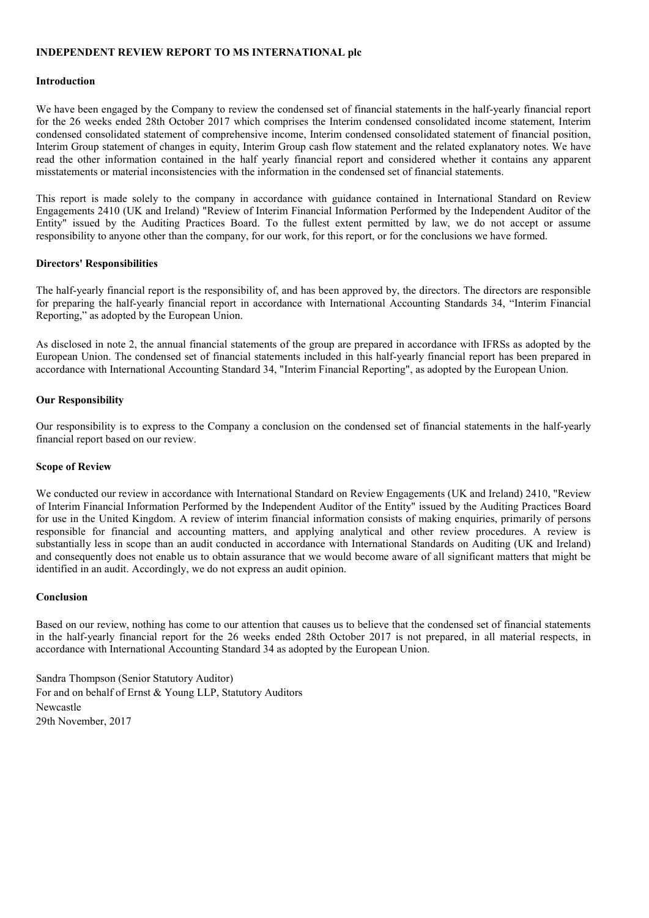## INDEPENDENT REVIEW REPORT TO MS INTERNATIONAL plc

### Introduction

We have been engaged by the Company to review the condensed set of financial statements in the half-yearly financial report for the 26 weeks ended 28th October 2017 which comprises the Interim condensed consolidated income statement, Interim condensed consolidated statement of comprehensive income, Interim condensed consolidated statement of financial position, Interim Group statement of changes in equity, Interim Group cash flow statement and the related explanatory notes. We have read the other information contained in the half yearly financial report and considered whether it contains any apparent misstatements or material inconsistencies with the information in the condensed set of financial statements.

This report is made solely to the company in accordance with guidance contained in International Standard on Review Engagements 2410 (UK and Ireland) "Review of Interim Financial Information Performed by the Independent Auditor of the Entity" issued by the Auditing Practices Board. To the fullest extent permitted by law, we do not accept or assume responsibility to anyone other than the company, for our work, for this report, or for the conclusions we have formed.

### Directors' Responsibilities

The half-yearly financial report is the responsibility of, and has been approved by, the directors. The directors are responsible for preparing the half-yearly financial report in accordance with International Accounting Standards 34, "Interim Financial Reporting," as adopted by the European Union.

As disclosed in note 2, the annual financial statements of the group are prepared in accordance with IFRSs as adopted by the European Union. The condensed set of financial statements included in this half-yearly financial report has been prepared in accordance with International Accounting Standard 34, "Interim Financial Reporting", as adopted by the European Union.

### Our Responsibility

Our responsibility is to express to the Company a conclusion on the condensed set of financial statements in the half-yearly financial report based on our review.

### Scope of Review

We conducted our review in accordance with International Standard on Review Engagements (UK and Ireland) 2410, "Review of Interim Financial Information Performed by the Independent Auditor of the Entity" issued by the Auditing Practices Board for use in the United Kingdom. A review of interim financial information consists of making enquiries, primarily of persons responsible for financial and accounting matters, and applying analytical and other review procedures. A review is substantially less in scope than an audit conducted in accordance with International Standards on Auditing (UK and Ireland) and consequently does not enable us to obtain assurance that we would become aware of all significant matters that might be identified in an audit. Accordingly, we do not express an audit opinion.

### Conclusion

Based on our review, nothing has come to our attention that causes us to believe that the condensed set of financial statements in the half-yearly financial report for the 26 weeks ended 28th October 2017 is not prepared, in all material respects, in accordance with International Accounting Standard 34 as adopted by the European Union.

Sandra Thompson (Senior Statutory Auditor)
For and on behalf of Ernst & Young LLP, Statutory Auditors
Newcastle
29th November, 2017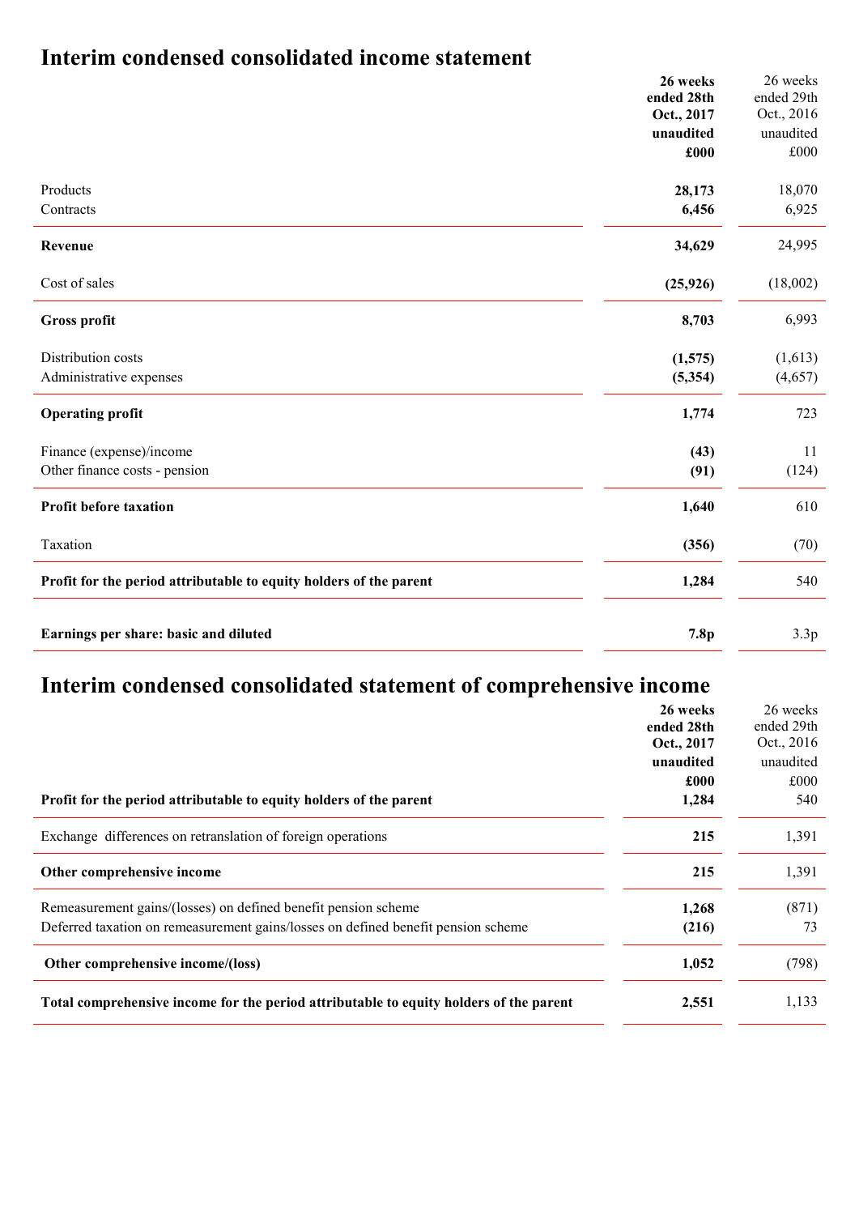# Interim condensed consolidated income statement

| | 26 weeks ended 28th Oct., 2017 unaudited £000 | 26 weeks ended 29th Oct., 2016 unaudited £000 |
|---|---|---|
| Products | **28,173** | 18,070 |
| Contracts | **6,456** | 6,925 |
| **Revenue** | **34,629** | 24,995 |
| Cost of sales | **(25,926)** | (18,002) |
| **Gross profit** | **8,703** | 6,993 |
| Distribution costs | **(1,575)** | (1,613) |
| Administrative expenses | **(5,354)** | (4,657) |
| **Operating profit** | **1,774** | 723 |
| Finance (expense)/income | **(43)** | 11 |
| Other finance costs - pension | **(91)** | (124) |
| **Profit before taxation** | **1,640** | 610 |
| Taxation | **(356)** | (70) |
| **Profit for the period attributable to equity holders of the parent** | **1,284** | 540 |
| **Earnings per share: basic and diluted** | **7.8p** | 3.3p |

# Interim condensed consolidated statement of comprehensive income

| | 26 weeks ended 28th Oct., 2017 unaudited £000 | 26 weeks ended 29th Oct., 2016 unaudited £000 |
|---|---|---|
| **Profit for the period attributable to equity holders of the parent** | **1,284** | 540 |
| Exchange differences on retranslation of foreign operations | **215** | 1,391 |
| **Other comprehensive income** | **215** | 1,391 |
| Remeasurement gains/(losses) on defined benefit pension scheme | **1,268** | (871) |
| Deferred taxation on remeasurement gains/losses on defined benefit pension scheme | **(216)** | 73 |
| **Other comprehensive income/(loss)** | **1,052** | (798) |
| **Total comprehensive income for the period attributable to equity holders of the parent** | **2,551** | 1,133 |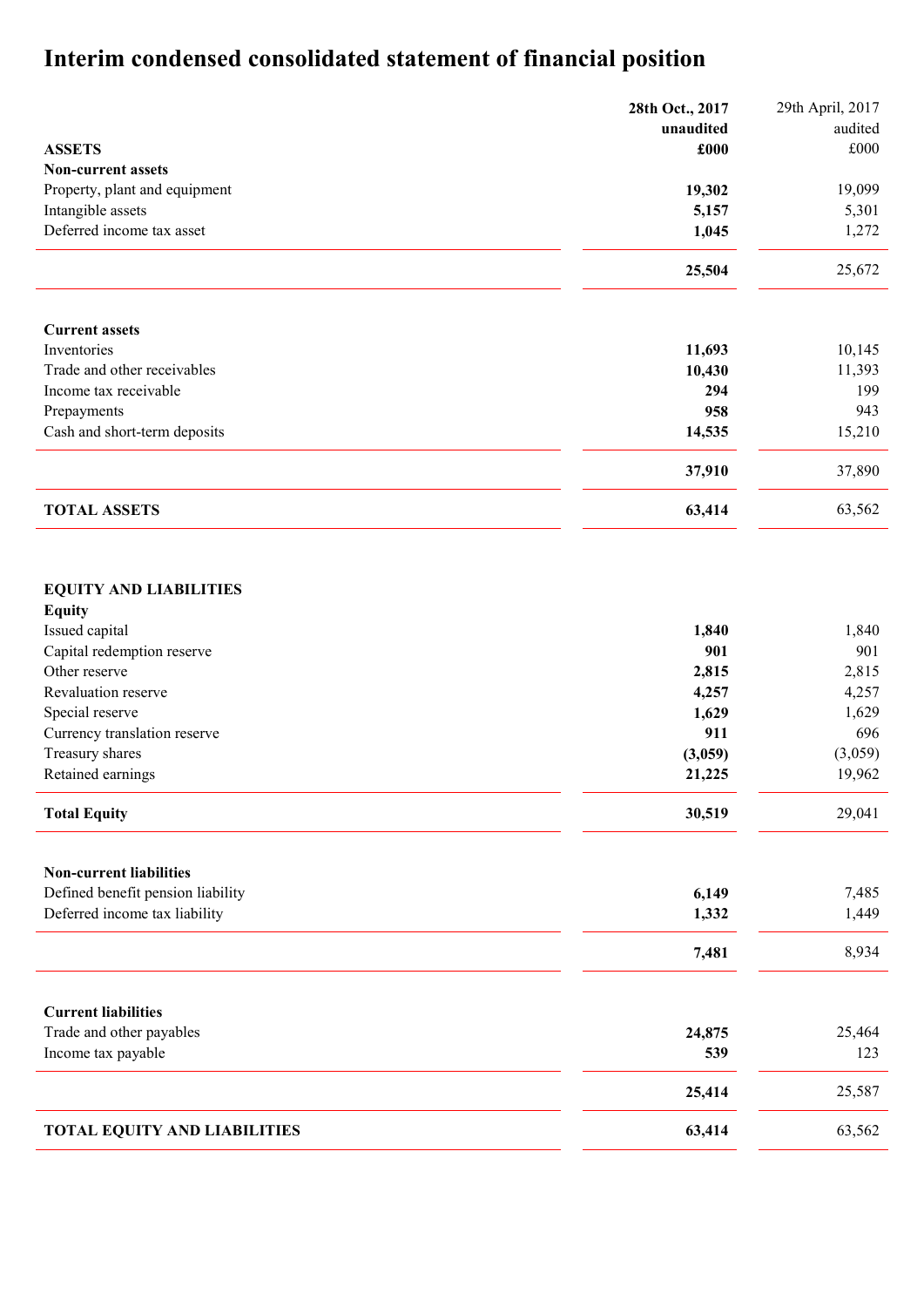# Interim condensed consolidated statement of financial position

| | 28th Oct., 2017 unaudited £000 | 29th April, 2017 audited £000 |
|---|---|---|
| **ASSETS** | | |
| **Non-current assets** | | |
| Property, plant and equipment | **19,302** | 19,099 |
| Intangible assets | **5,157** | 5,301 |
| Deferred income tax asset | **1,045** | 1,272 |
| | **25,504** | 25,672 |
| **Current assets** | | |
| Inventories | **11,693** | 10,145 |
| Trade and other receivables | **10,430** | 11,393 |
| Income tax receivable | **294** | 199 |
| Prepayments | **958** | 943 |
| Cash and short-term deposits | **14,535** | 15,210 |
| | **37,910** | 37,890 |
| **TOTAL ASSETS** | **63,414** | 63,562 |
| **EQUITY AND LIABILITIES** | | |
| **Equity** | | |
| Issued capital | **1,840** | 1,840 |
| Capital redemption reserve | **901** | 901 |
| Other reserve | **2,815** | 2,815 |
| Revaluation reserve | **4,257** | 4,257 |
| Special reserve | **1,629** | 1,629 |
| Currency translation reserve | **911** | 696 |
| Treasury shares | **(3,059)** | (3,059) |
| Retained earnings | **21,225** | 19,962 |
| **Total Equity** | **30,519** | 29,041 |
| **Non-current liabilities** | | |
| Defined benefit pension liability | **6,149** | 7,485 |
| Deferred income tax liability | **1,332** | 1,449 |
| | **7,481** | 8,934 |
| **Current liabilities** | | |
| Trade and other payables | **24,875** | 25,464 |
| Income tax payable | **539** | 123 |
| | **25,414** | 25,587 |
| **TOTAL EQUITY AND LIABILITIES** | **63,414** | 63,562 |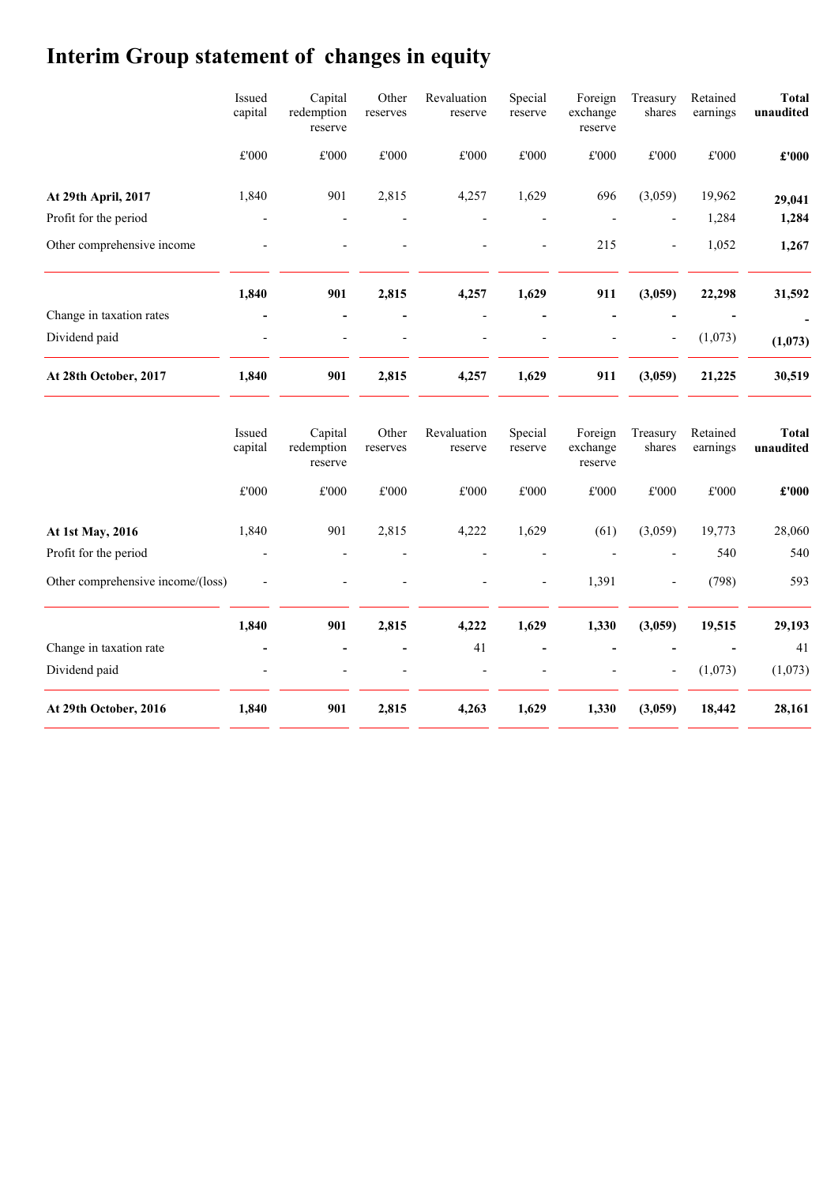# Interim Group statement of changes in equity

| | Issued capital | Capital redemption reserve | Other reserves | Revaluation reserve | Special reserve | Foreign exchange reserve | Treasury shares | Retained earnings | **Total unaudited** |
|---|---|---|---|---|---|---|---|---|---|
| | £'000 | £'000 | £'000 | £'000 | £'000 | £'000 | £'000 | £'000 | **£'000** |
| **At 29th April, 2017** | 1,840 | 901 | 2,815 | 4,257 | 1,629 | 696 | (3,059) | 19,962 | **29,041** |
| Profit for the period | - | - | - | - | - | - | - | 1,284 | **1,284** |
| Other comprehensive income | - | - | - | - | - | 215 | - | 1,052 | **1,267** |
| | **1,840** | **901** | **2,815** | **4,257** | **1,629** | **911** | **(3,059)** | **22,298** | **31,592** |
| Change in taxation rates | - | - | - | - | - | - | - | - | **-** |
| Dividend paid | - | - | - | - | - | - | - | (1,073) | **(1,073)** |
| **At 28th October, 2017** | **1,840** | **901** | **2,815** | **4,257** | **1,629** | **911** | **(3,059)** | **21,225** | **30,519** |

| | Issued capital | Capital redemption reserve | Other reserves | Revaluation reserve | Special reserve | Foreign exchange reserve | Treasury shares | Retained earnings | **Total unaudited** |
|---|---|---|---|---|---|---|---|---|---|
| | £'000 | £'000 | £'000 | £'000 | £'000 | £'000 | £'000 | £'000 | **£'000** |
| **At 1st May, 2016** | 1,840 | 901 | 2,815 | 4,222 | 1,629 | (61) | (3,059) | 19,773 | 28,060 |
| Profit for the period | - | - | - | - | - | - | - | 540 | 540 |
| Other comprehensive income/(loss) | - | - | - | - | - | 1,391 | - | (798) | 593 |
| | **1,840** | **901** | **2,815** | **4,222** | **1,629** | **1,330** | **(3,059)** | **19,515** | **29,193** |
| Change in taxation rate | - | - | - | 41 | - | - | - | - | 41 |
| Dividend paid | - | - | - | - | - | - | - | (1,073) | (1,073) |
| **At 29th October, 2016** | **1,840** | **901** | **2,815** | **4,263** | **1,629** | **1,330** | **(3,059)** | **18,442** | **28,161** |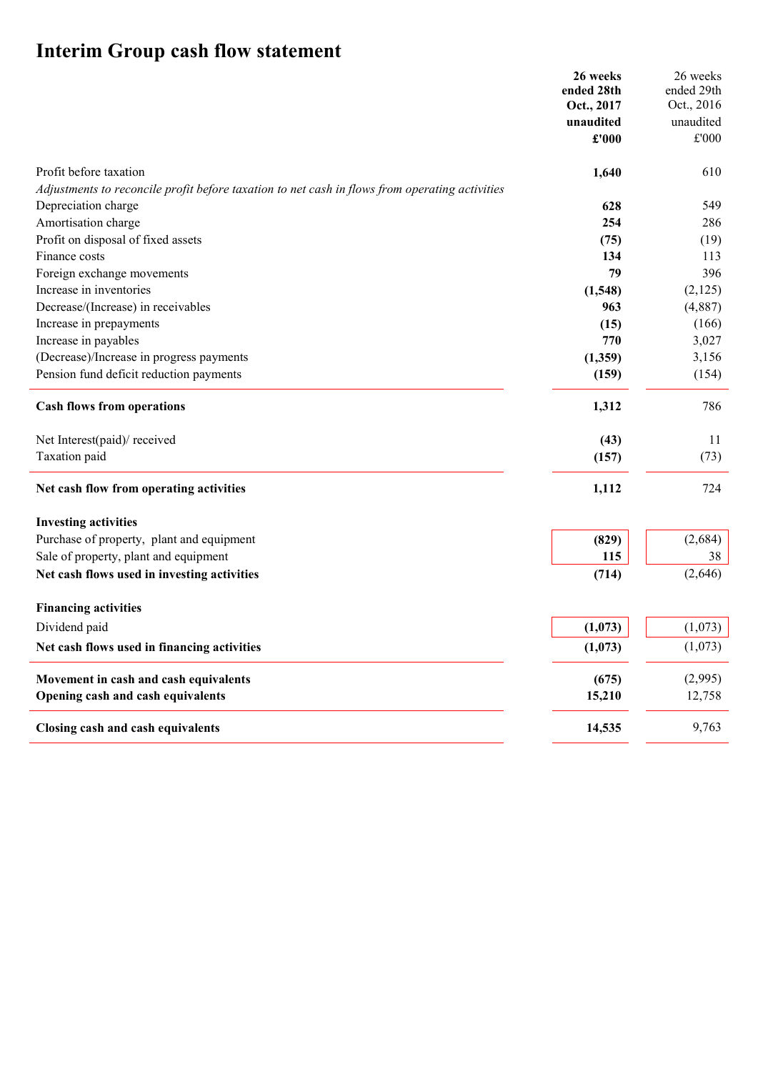# Interim Group cash flow statement

| | 26 weeks ended 28th Oct., 2017 unaudited £'000 | 26 weeks ended 29th Oct., 2016 unaudited £'000 |
|---|---|---|
| Profit before taxation | **1,640** | 610 |
| *Adjustments to reconcile profit before taxation to net cash in flows from operating activities* | | |
| Depreciation charge | **628** | 549 |
| Amortisation charge | **254** | 286 |
| Profit on disposal of fixed assets | **(75)** | (19) |
| Finance costs | **134** | 113 |
| Foreign exchange movements | **79** | 396 |
| Increase in inventories | **(1,548)** | (2,125) |
| Decrease/(Increase) in receivables | **963** | (4,887) |
| Increase in prepayments | **(15)** | (166) |
| Increase in payables | **770** | 3,027 |
| (Decrease)/Increase in progress payments | **(1,359)** | 3,156 |
| Pension fund deficit reduction payments | **(159)** | (154) |
| **Cash flows from operations** | **1,312** | 786 |
| Net Interest(paid)/ received | **(43)** | 11 |
| Taxation paid | **(157)** | (73) |
| **Net cash flow from operating activities** | **1,112** | 724 |
| **Investing activities** | | |
| Purchase of property, plant and equipment | **(829)** | (2,684) |
| Sale of property, plant and equipment | **115** | 38 |
| **Net cash flows used in investing activities** | **(714)** | (2,646) |
| **Financing activities** | | |
| Dividend paid | **(1,073)** | (1,073) |
| **Net cash flows used in financing activities** | **(1,073)** | (1,073) |
| **Movement in cash and cash equivalents** | **(675)** | (2,995) |
| **Opening cash and cash equivalents** | **15,210** | 12,758 |
| **Closing cash and cash equivalents** | **14,535** | 9,763 |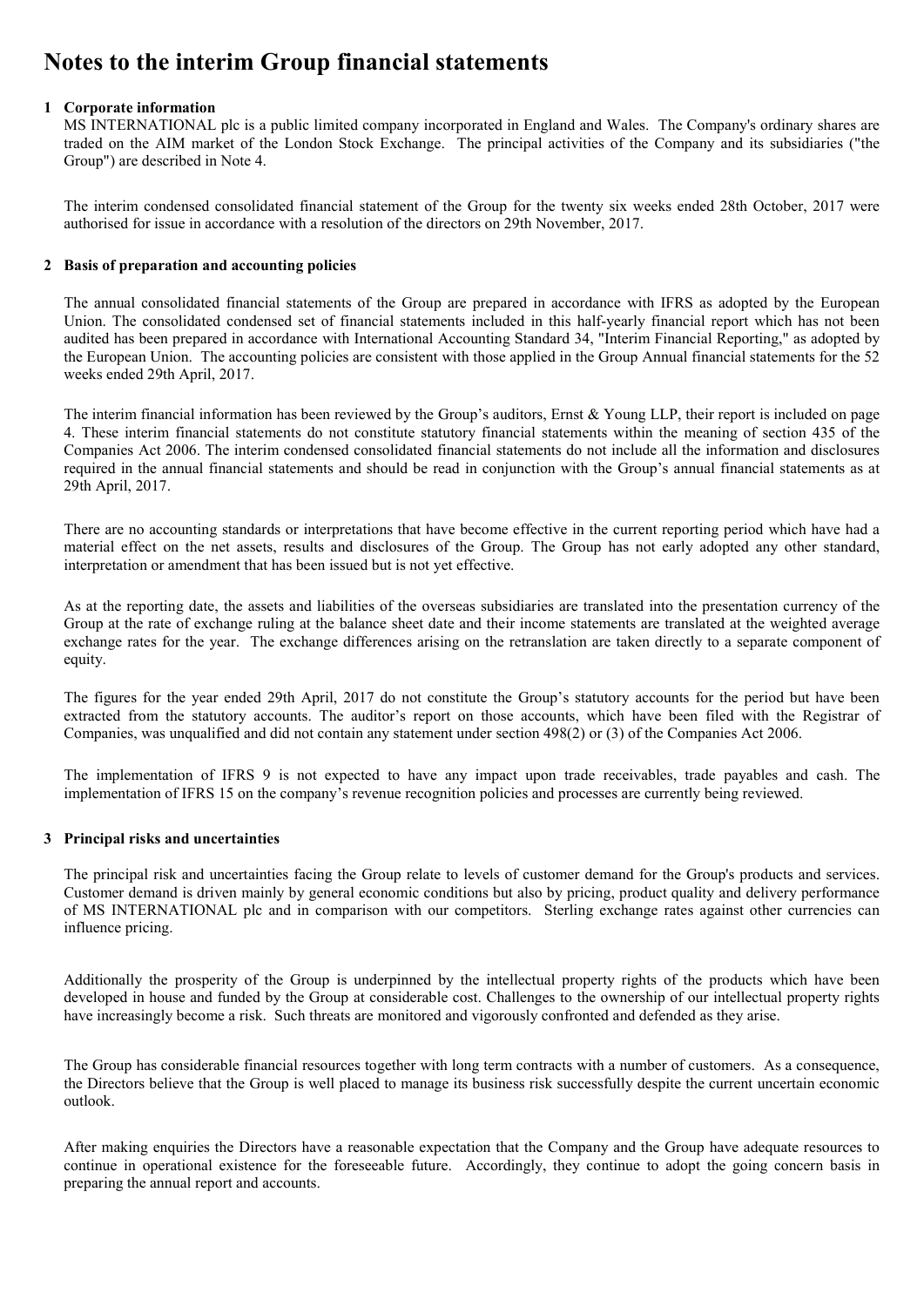# Notes to the interim Group financial statements

## 1 Corporate information

MS INTERNATIONAL plc is a public limited company incorporated in England and Wales. The Company's ordinary shares are traded on the AIM market of the London Stock Exchange. The principal activities of the Company and its subsidiaries ("the Group") are described in Note 4.

The interim condensed consolidated financial statement of the Group for the twenty six weeks ended 28th October, 2017 were authorised for issue in accordance with a resolution of the directors on 29th November, 2017.

## 2 Basis of preparation and accounting policies

The annual consolidated financial statements of the Group are prepared in accordance with IFRS as adopted by the European Union. The consolidated condensed set of financial statements included in this half-yearly financial report which has not been audited has been prepared in accordance with International Accounting Standard 34, "Interim Financial Reporting," as adopted by the European Union. The accounting policies are consistent with those applied in the Group Annual financial statements for the 52 weeks ended 29th April, 2017.

The interim financial information has been reviewed by the Group's auditors, Ernst & Young LLP, their report is included on page 4. These interim financial statements do not constitute statutory financial statements within the meaning of section 435 of the Companies Act 2006. The interim condensed consolidated financial statements do not include all the information and disclosures required in the annual financial statements and should be read in conjunction with the Group's annual financial statements as at 29th April, 2017.

There are no accounting standards or interpretations that have become effective in the current reporting period which have had a material effect on the net assets, results and disclosures of the Group. The Group has not early adopted any other standard, interpretation or amendment that has been issued but is not yet effective.

As at the reporting date, the assets and liabilities of the overseas subsidiaries are translated into the presentation currency of the Group at the rate of exchange ruling at the balance sheet date and their income statements are translated at the weighted average exchange rates for the year. The exchange differences arising on the retranslation are taken directly to a separate component of equity.

The figures for the year ended 29th April, 2017 do not constitute the Group's statutory accounts for the period but have been extracted from the statutory accounts. The auditor's report on those accounts, which have been filed with the Registrar of Companies, was unqualified and did not contain any statement under section 498(2) or (3) of the Companies Act 2006.

The implementation of IFRS 9 is not expected to have any impact upon trade receivables, trade payables and cash. The implementation of IFRS 15 on the company's revenue recognition policies and processes are currently being reviewed.

## 3 Principal risks and uncertainties

The principal risk and uncertainties facing the Group relate to levels of customer demand for the Group's products and services. Customer demand is driven mainly by general economic conditions but also by pricing, product quality and delivery performance of MS INTERNATIONAL plc and in comparison with our competitors. Sterling exchange rates against other currencies can influence pricing.

Additionally the prosperity of the Group is underpinned by the intellectual property rights of the products which have been developed in house and funded by the Group at considerable cost. Challenges to the ownership of our intellectual property rights have increasingly become a risk. Such threats are monitored and vigorously confronted and defended as they arise.

The Group has considerable financial resources together with long term contracts with a number of customers. As a consequence, the Directors believe that the Group is well placed to manage its business risk successfully despite the current uncertain economic outlook.

After making enquiries the Directors have a reasonable expectation that the Company and the Group have adequate resources to continue in operational existence for the foreseeable future. Accordingly, they continue to adopt the going concern basis in preparing the annual report and accounts.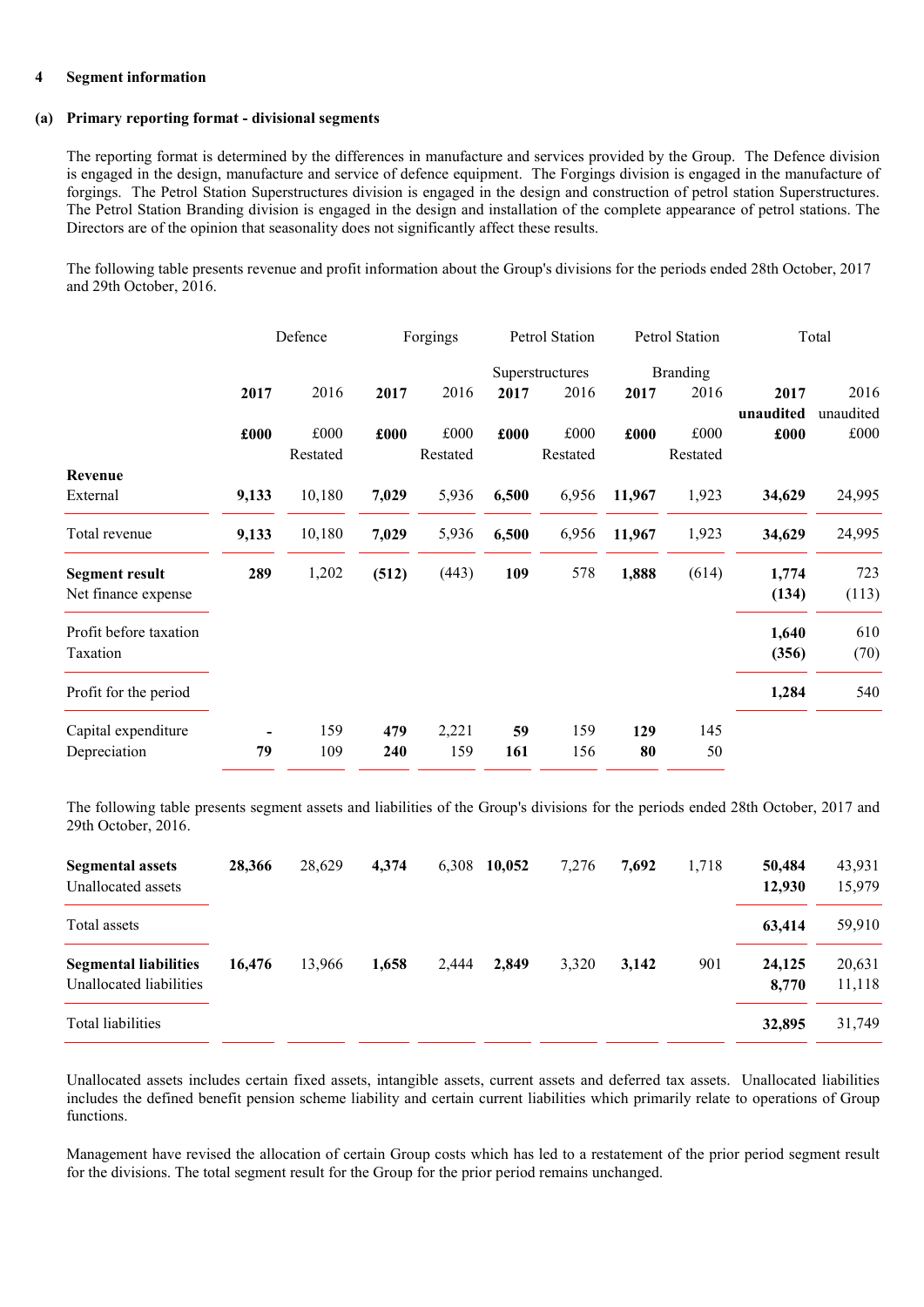### 4 Segment information

#### (a) Primary reporting format - divisional segments

The reporting format is determined by the differences in manufacture and services provided by the Group. The Defence division is engaged in the design, manufacture and service of defence equipment. The Forgings division is engaged in the manufacture of forgings. The Petrol Station Superstructures division is engaged in the design and construction of petrol station Superstructures. The Petrol Station Branding division is engaged in the design and installation of the complete appearance of petrol stations. The Directors are of the opinion that seasonality does not significantly affect these results.

The following table presents revenue and profit information about the Group's divisions for the periods ended 28th October, 2017 and 29th October, 2016.

| | Defence | | Forgings | | Petrol Station Superstructures | | Petrol Station Branding | | Total | |
|---|---|---|---|---|---|---|---|---|---|---|
| | **2017** | 2016 | **2017** | 2016 | **2017** | 2016 | **2017** | 2016 | **2017 unaudited** | 2016 unaudited |
| | **£000** | £000 Restated | **£000** | £000 Restated | **£000** | £000 Restated | **£000** | £000 Restated | **£000** | £000 |
| **Revenue** | | | | | | | | | | |
| External | **9,133** | 10,180 | **7,029** | 5,936 | **6,500** | 6,956 | **11,967** | 1,923 | **34,629** | 24,995 |
| Total revenue | **9,133** | 10,180 | **7,029** | 5,936 | **6,500** | 6,956 | **11,967** | 1,923 | **34,629** | 24,995 |
| **Segment result** | **289** | 1,202 | **(512)** | (443) | **109** | 578 | **1,888** | (614) | **1,774** | 723 |
| Net finance expense | | | | | | | | | **(134)** | (113) |
| Profit before taxation | | | | | | | | | **1,640** | 610 |
| Taxation | | | | | | | | | **(356)** | (70) |
| Profit for the period | | | | | | | | | **1,284** | 540 |
| Capital expenditure | **-** | 159 | **479** | 2,221 | **59** | 159 | **129** | 145 | | |
| Depreciation | **79** | 109 | **240** | 159 | **161** | 156 | **80** | 50 | | |

The following table presents segment assets and liabilities of the Group's divisions for the periods ended 28th October, 2017 and 29th October, 2016.

| | Defence 2017 | Defence 2016 | Forgings 2017 | Forgings 2016 | Superstructures 2017 | Superstructures 2016 | Branding 2017 | Branding 2016 | Total 2017 | Total 2016 |
|---|---|---|---|---|---|---|---|---|---|---|
| **Segmental assets** | **28,366** | 28,629 | **4,374** | 6,308 | **10,052** | 7,276 | **7,692** | 1,718 | **50,484** | 43,931 |
| Unallocated assets | | | | | | | | | **12,930** | 15,979 |
| Total assets | | | | | | | | | **63,414** | 59,910 |
| **Segmental liabilities** | **16,476** | 13,966 | **1,658** | 2,444 | **2,849** | 3,320 | **3,142** | 901 | **24,125** | 20,631 |
| Unallocated liabilities | | | | | | | | | **8,770** | 11,118 |
| Total liabilities | | | | | | | | | **32,895** | 31,749 |

Unallocated assets includes certain fixed assets, intangible assets, current assets and deferred tax assets. Unallocated liabilities includes the defined benefit pension scheme liability and certain current liabilities which primarily relate to operations of Group functions.

Management have revised the allocation of certain Group costs which has led to a restatement of the prior period segment result for the divisions. The total segment result for the Group for the prior period remains unchanged.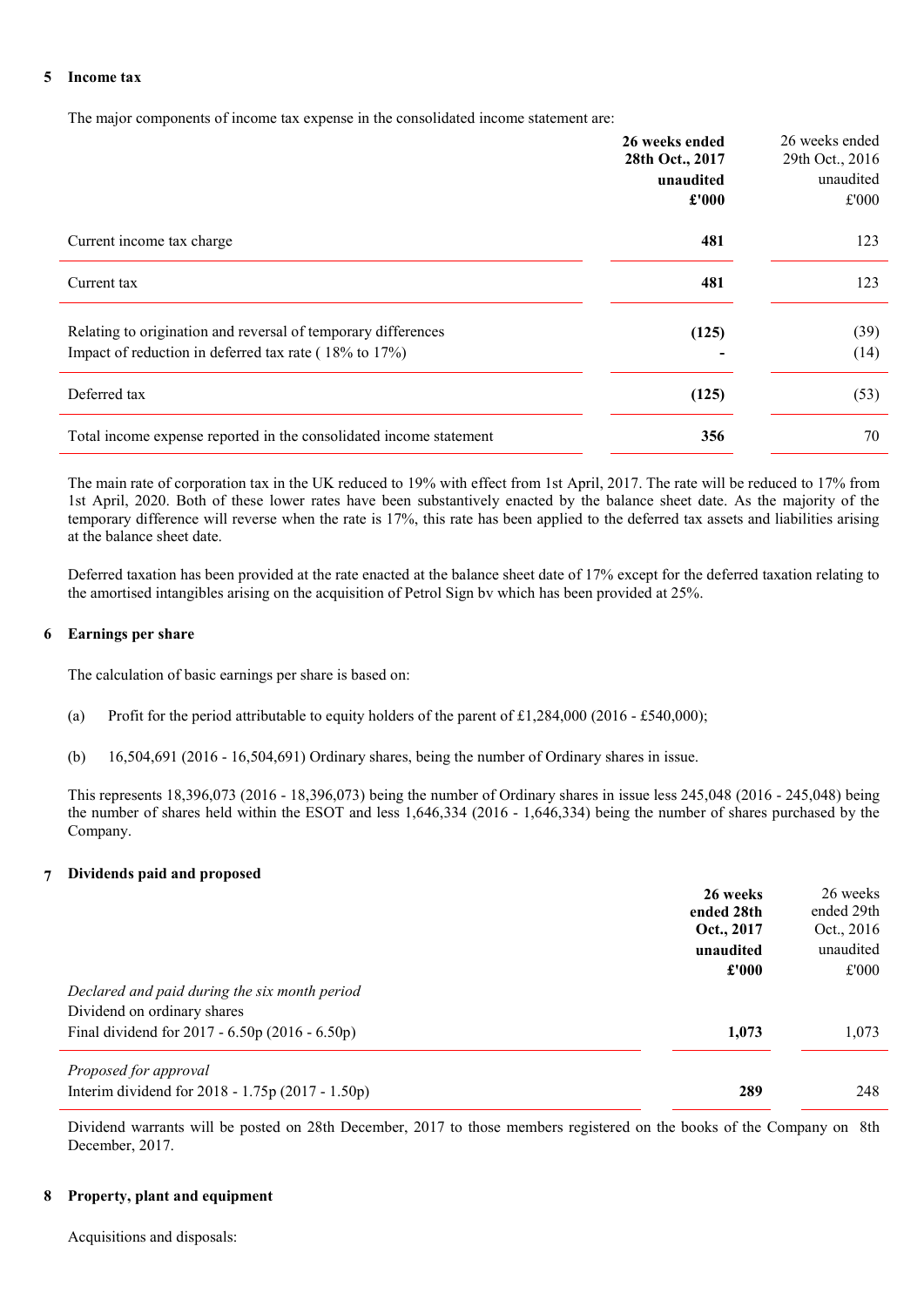## 5 Income tax

The major components of income tax expense in the consolidated income statement are:

| | **26 weeks ended 28th Oct., 2017 unaudited £'000** | 26 weeks ended 29th Oct., 2016 unaudited £'000 |
|---|---|---|
| Current income tax charge | **481** | 123 |
| Current tax | **481** | 123 |
| Relating to origination and reversal of temporary differences | **(125)** | (39) |
| Impact of reduction in deferred tax rate ( 18% to 17%) | **-** | (14) |
| Deferred tax | **(125)** | (53) |
| Total income expense reported in the consolidated income statement | **356** | 70 |

The main rate of corporation tax in the UK reduced to 19% with effect from 1st April, 2017. The rate will be reduced to 17% from 1st April, 2020. Both of these lower rates have been substantively enacted by the balance sheet date. As the majority of the temporary difference will reverse when the rate is 17%, this rate has been applied to the deferred tax assets and liabilities arising at the balance sheet date.

Deferred taxation has been provided at the rate enacted at the balance sheet date of 17% except for the deferred taxation relating to the amortised intangibles arising on the acquisition of Petrol Sign bv which has been provided at 25%.

## 6 Earnings per share

The calculation of basic earnings per share is based on:

(a) Profit for the period attributable to equity holders of the parent of £1,284,000 (2016 - £540,000);

(b) 16,504,691 (2016 - 16,504,691) Ordinary shares, being the number of Ordinary shares in issue.

This represents 18,396,073 (2016 - 18,396,073) being the number of Ordinary shares in issue less 245,048 (2016 - 245,048) being the number of shares held within the ESOT and less 1,646,334 (2016 - 1,646,334) being the number of shares purchased by the Company.

## 7 Dividends paid and proposed

| | **26 weeks ended 28th Oct., 2017 unaudited £'000** | 26 weeks ended 29th Oct., 2016 unaudited £'000 |
|---|---|---|
| *Declared and paid during the six month period* | | |
| Dividend on ordinary shares | | |
| Final dividend for 2017 - 6.50p (2016 - 6.50p) | **1,073** | 1,073 |
| *Proposed for approval* | | |
| Interim dividend for 2018 - 1.75p (2017 - 1.50p) | **289** | 248 |

Dividend warrants will be posted on 28th December, 2017 to those members registered on the books of the Company on 8th December, 2017.

## 8 Property, plant and equipment

Acquisitions and disposals: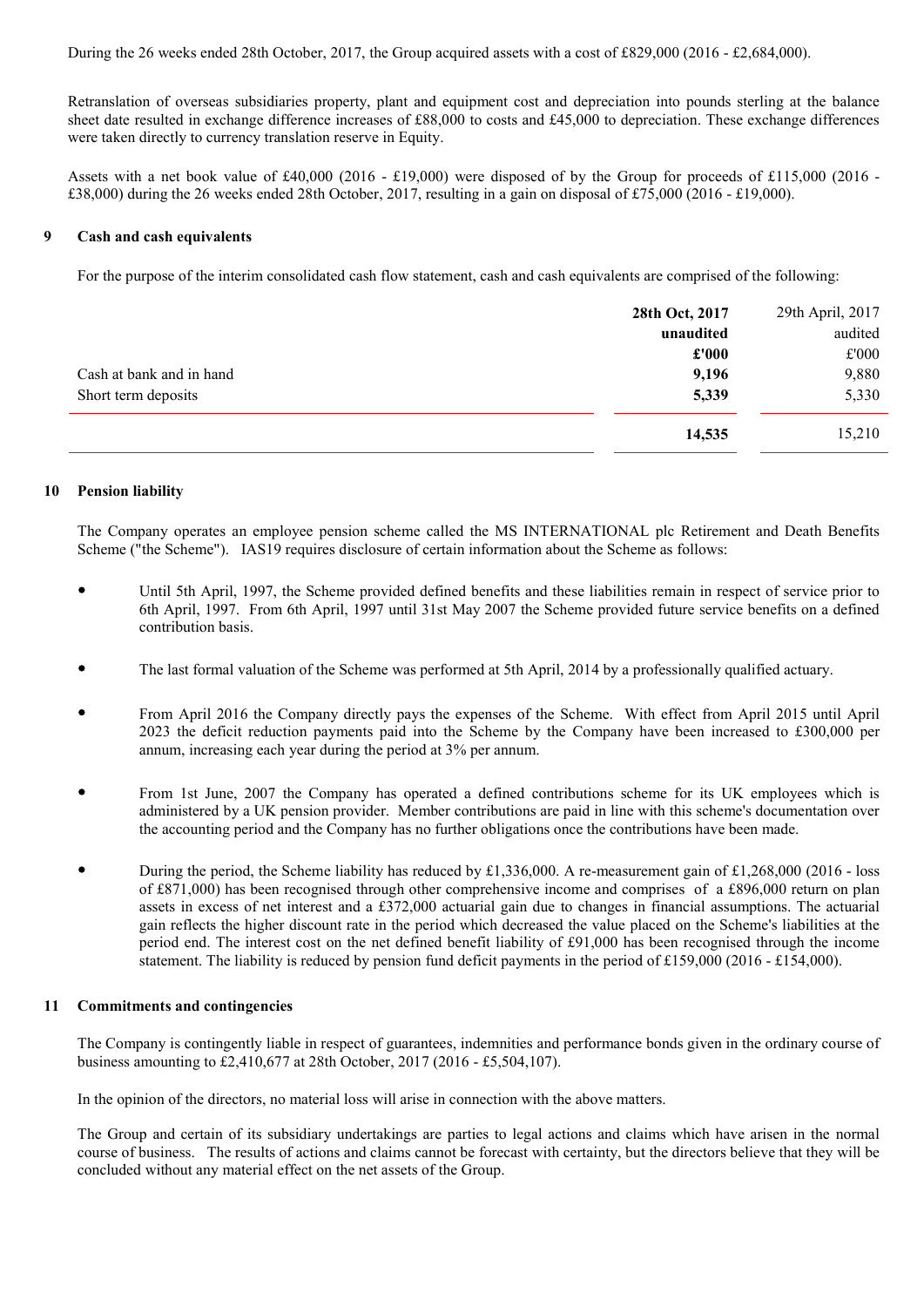During the 26 weeks ended 28th October, 2017, the Group acquired assets with a cost of £829,000 (2016 - £2,684,000).

Retranslation of overseas subsidiaries property, plant and equipment cost and depreciation into pounds sterling at the balance sheet date resulted in exchange difference increases of £88,000 to costs and £45,000 to depreciation. These exchange differences were taken directly to currency translation reserve in Equity.

Assets with a net book value of £40,000 (2016 - £19,000) were disposed of by the Group for proceeds of £115,000 (2016 - £38,000) during the 26 weeks ended 28th October, 2017, resulting in a gain on disposal of £75,000 (2016 - £19,000).

## 9 Cash and cash equivalents

For the purpose of the interim consolidated cash flow statement, cash and cash equivalents are comprised of the following:

| | **28th Oct, 2017** | 29th April, 2017 |
|---|---|---|
| | **unaudited** | audited |
| | **£'000** | £'000 |
| Cash at bank and in hand | **9,196** | 9,880 |
| Short term deposits | **5,339** | 5,330 |
| | **14,535** | 15,210 |

## 10 Pension liability

The Company operates an employee pension scheme called the MS INTERNATIONAL plc Retirement and Death Benefits Scheme ("the Scheme"). IAS19 requires disclosure of certain information about the Scheme as follows:

- Until 5th April, 1997, the Scheme provided defined benefits and these liabilities remain in respect of service prior to 6th April, 1997. From 6th April, 1997 until 31st May 2007 the Scheme provided future service benefits on a defined contribution basis.
- The last formal valuation of the Scheme was performed at 5th April, 2014 by a professionally qualified actuary.
- From April 2016 the Company directly pays the expenses of the Scheme. With effect from April 2015 until April 2023 the deficit reduction payments paid into the Scheme by the Company have been increased to £300,000 per annum, increasing each year during the period at 3% per annum.
- From 1st June, 2007 the Company has operated a defined contributions scheme for its UK employees which is administered by a UK pension provider. Member contributions are paid in line with this scheme's documentation over the accounting period and the Company has no further obligations once the contributions have been made.
- During the period, the Scheme liability has reduced by £1,336,000. A re-measurement gain of £1,268,000 (2016 - loss of £871,000) has been recognised through other comprehensive income and comprises of a £896,000 return on plan assets in excess of net interest and a £372,000 actuarial gain due to changes in financial assumptions. The actuarial gain reflects the higher discount rate in the period which decreased the value placed on the Scheme's liabilities at the period end. The interest cost on the net defined benefit liability of £91,000 has been recognised through the income statement. The liability is reduced by pension fund deficit payments in the period of £159,000 (2016 - £154,000).

## 11 Commitments and contingencies

The Company is contingently liable in respect of guarantees, indemnities and performance bonds given in the ordinary course of business amounting to £2,410,677 at 28th October, 2017 (2016 - £5,504,107).

In the opinion of the directors, no material loss will arise in connection with the above matters.

The Group and certain of its subsidiary undertakings are parties to legal actions and claims which have arisen in the normal course of business. The results of actions and claims cannot be forecast with certainty, but the directors believe that they will be concluded without any material effect on the net assets of the Group.